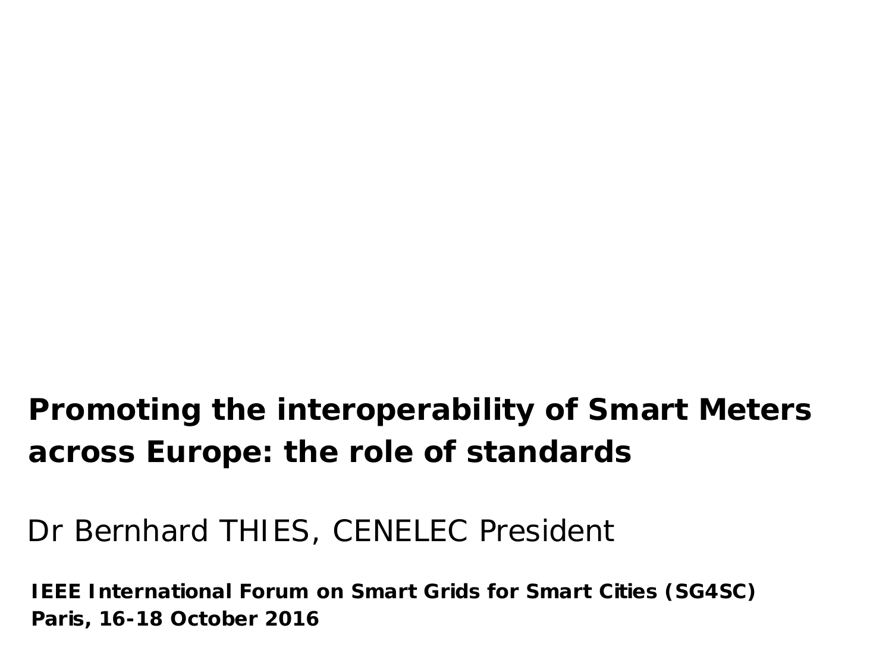# Promoting the interoperability of Smart Meters across Europe: the role of standards

Dr Bernhard THIES, CENELEC President

**IEEE International Forum on Smart Grids for Smart Cities (SG4SC)**
**Paris, 16-18 October 2016**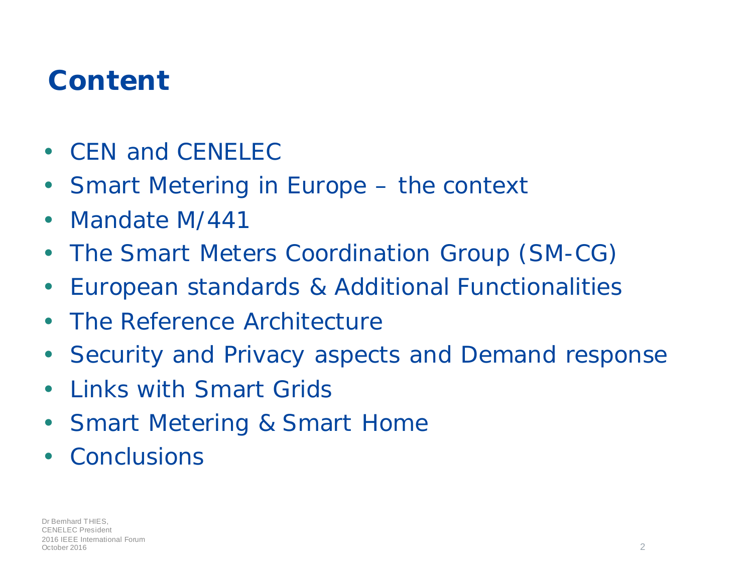# Content

- CEN and CENELEC
- Smart Metering in Europe – the context
- Mandate M/441
- The Smart Meters Coordination Group (SM-CG)
- European standards & Additional Functionalities
- The Reference Architecture
- Security and Privacy aspects and Demand response
- Links with Smart Grids
- Smart Metering & Smart Home
- Conclusions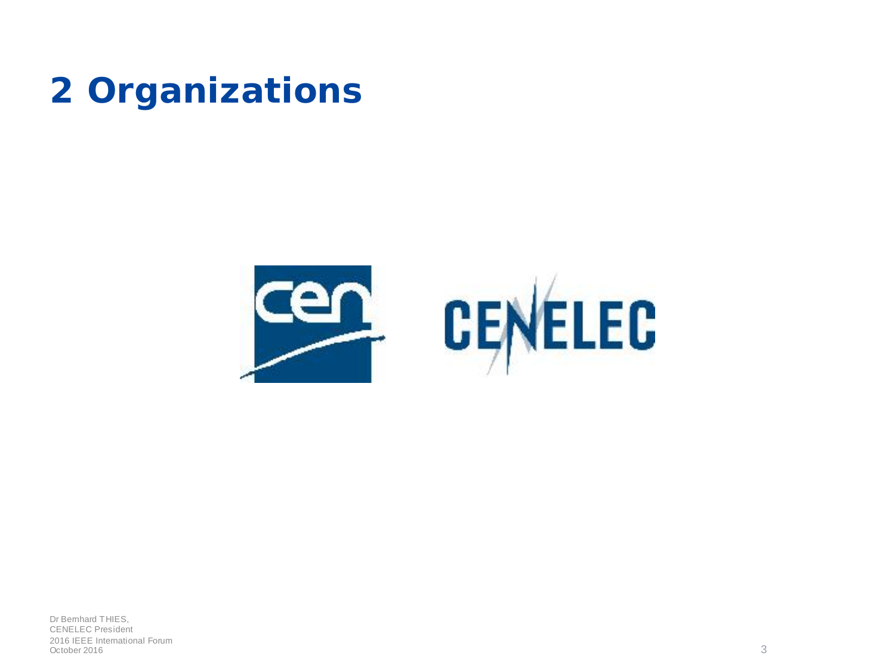# 2 Organizations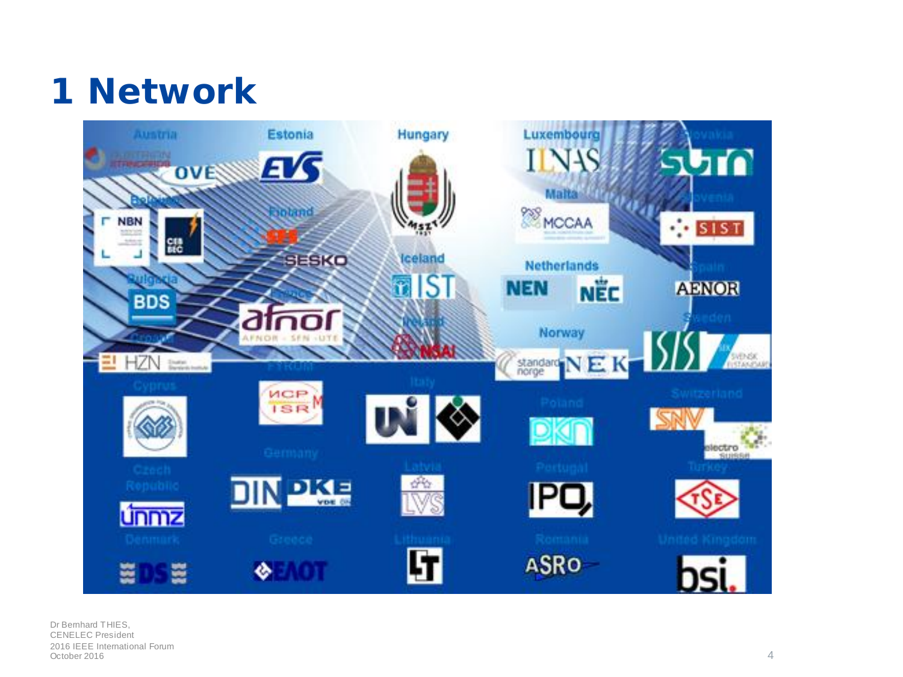# 1 Network

Austria | Estonia | Hungary | Luxembourg | Slovakia

OVE | EVS | MSZT | ILNAS | SUTN

Belgium | Finland | Malta | Slovenia

NBN | CEB BEC | SFS | SESKO | MCCAA | SIST

Bulgaria | Iceland | Netherlands | Spain

BDS | IST | NEN | NEC | AENOR

France | Ireland | Norway | Sweden

afnor | NSAI | standard norge | NEK | SIS | SEK Svensk Elstandard

Croatia | FYROM | Italy | Switzerland

HZN | ИСРМ ISRM | UNI | CEI | SNV | electrosuisse

Cyprus | Germany | Poland | Turkey

CYS | DIN | DKE | PKN | TSE

Czech Republic | Latvia | Portugal

ÚNMZ | LVS | IPQ

Denmark | Greece | Lithuania | Romania | United Kingdom

DS | ΕΛΟΤ | LT | ASRO | bsi.

Dr Bernhard THIES,
CENELEC President
2016 IEEE International Forum
October 2016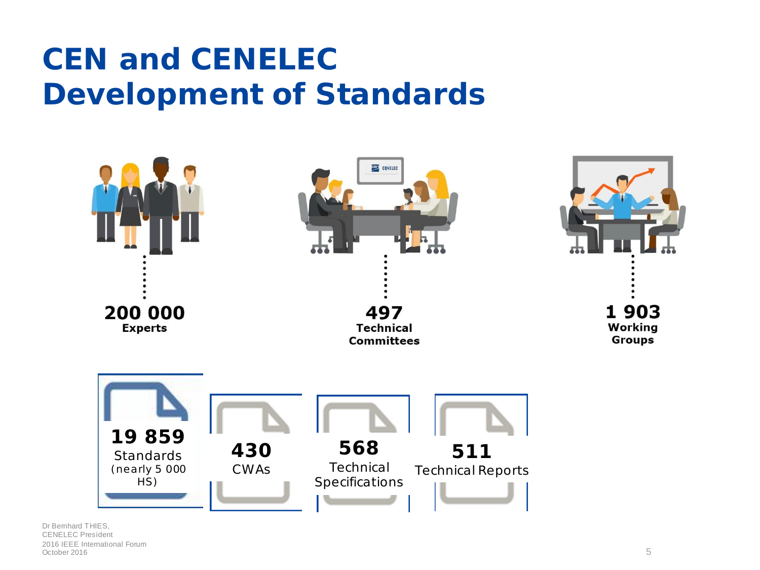# CEN and CENELEC Development of Standards

**200 000** Experts

**497** Technical Committees

**1 903** Working Groups

**19 859** Standards (nearly 5 000 HS)

**430** CWAs

**568** Technical Specifications

**511** Technical Reports

Dr Bernhard THIES,
CENELEC President
2016 IEEE International Forum
October 2016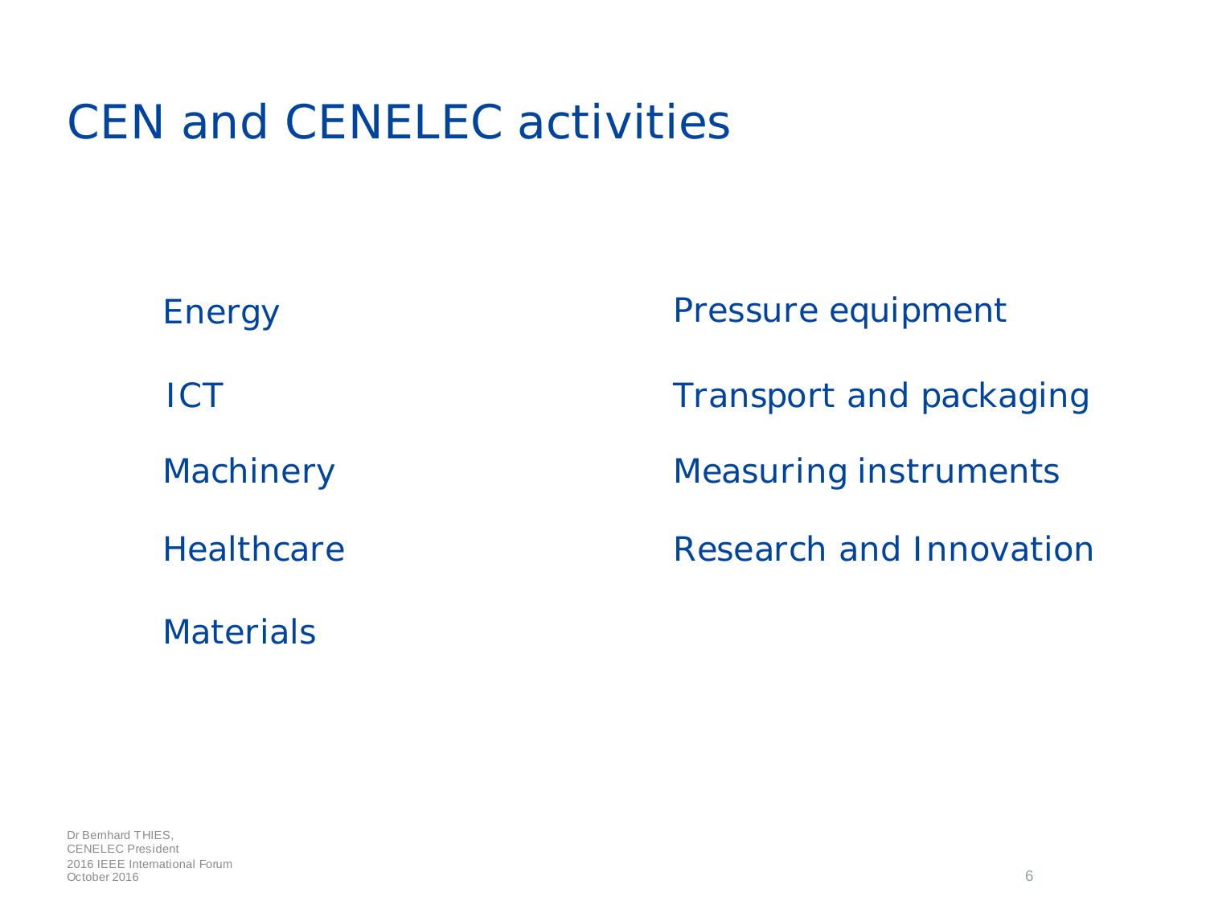# CEN and CENELEC activities

- Energy
- ICT
- Machinery
- Healthcare
- Materials
- Pressure equipment
- Transport and packaging
- Measuring instruments
- Research and Innovation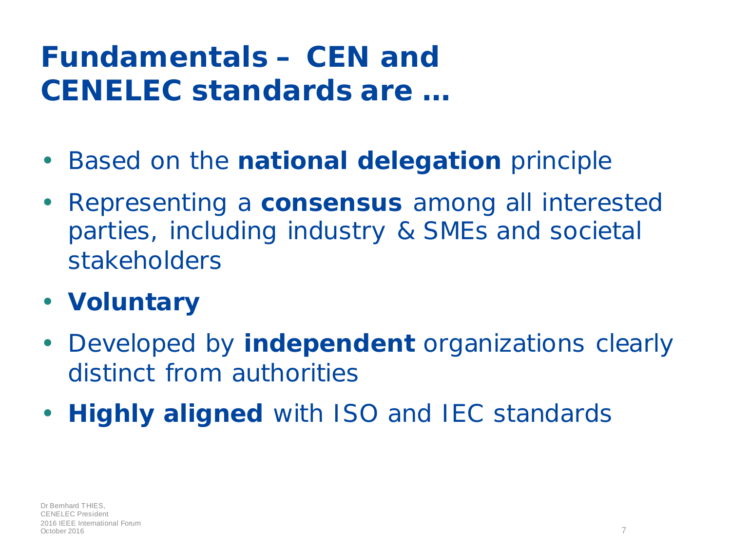# Fundamentals – CEN and CENELEC standards are …

- Based on the **national delegation** principle
- Representing a **consensus** among all interested parties, including industry & SMEs and societal stakeholders
- **Voluntary**
- Developed by **independent** organizations clearly distinct from authorities
- **Highly aligned** with ISO and IEC standards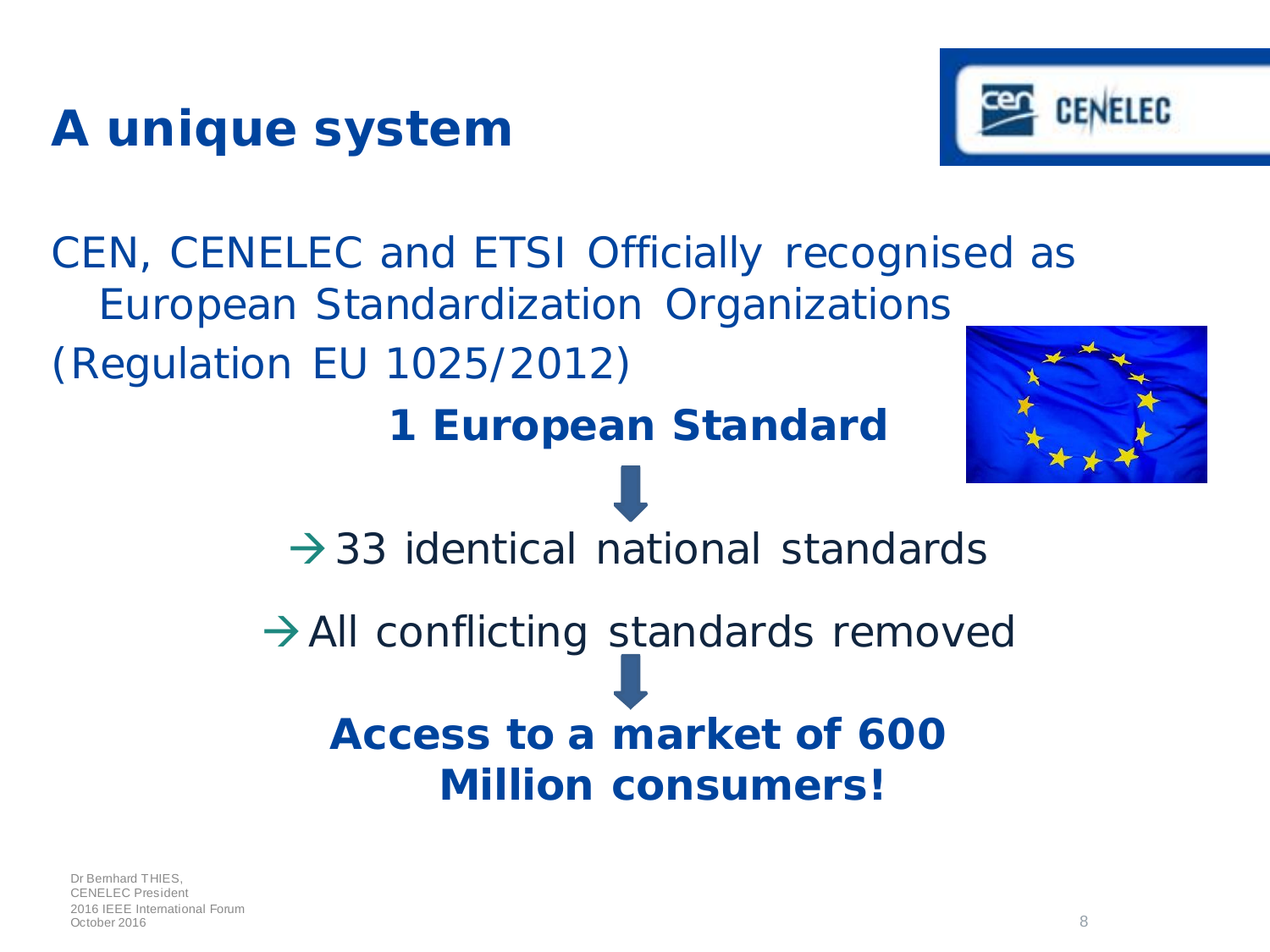# A unique system

CEN, CENELEC and ETSI Officially recognised as European Standardization Organizations (Regulation EU 1025/2012)

**1 European Standard**

→ 33 identical national standards

→ All conflicting standards removed

**Access to a market of 600 Million consumers!**

Dr Bernhard THIES, CENELEC President
2016 IEEE International Forum
October 2016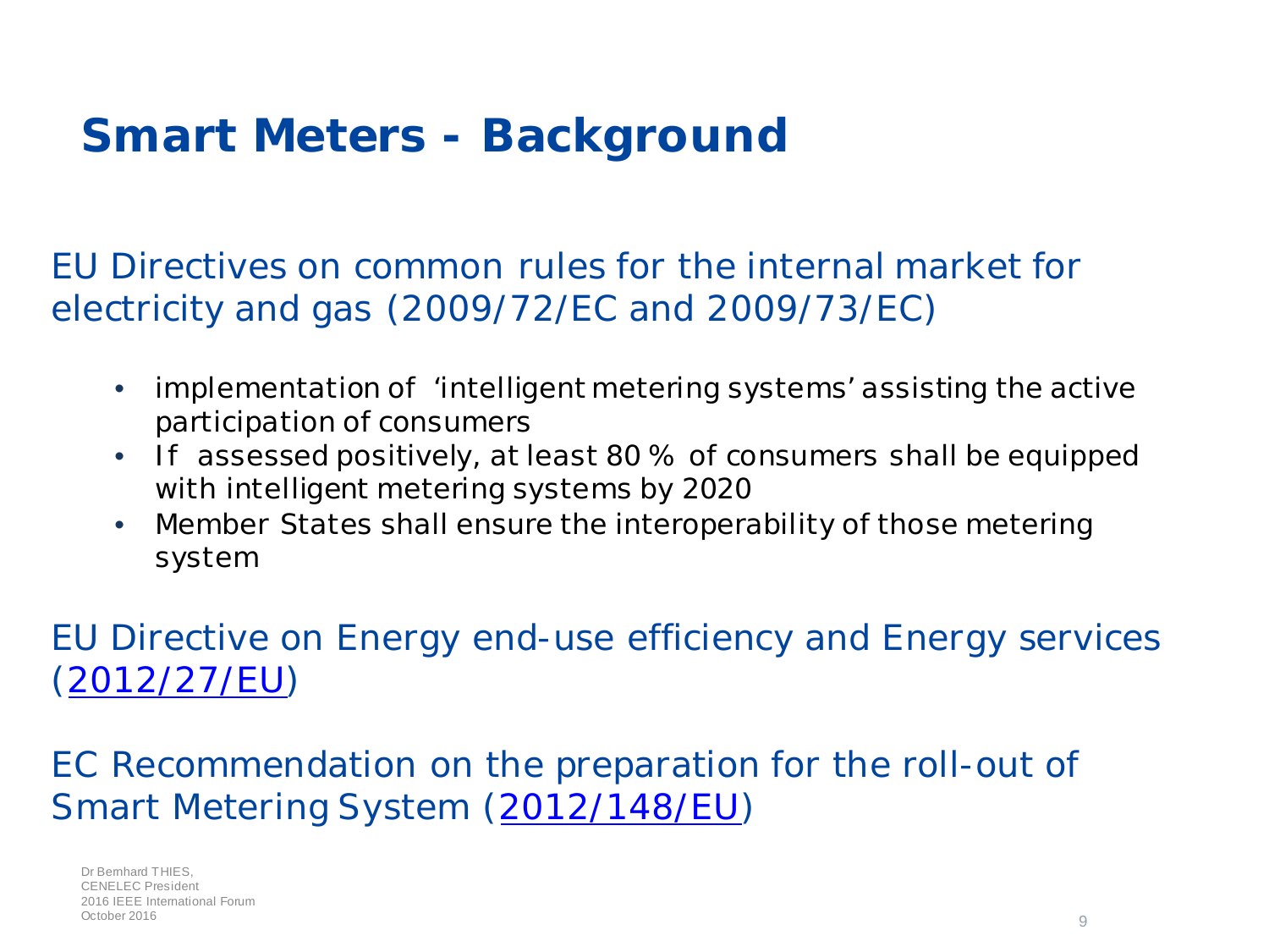# Smart Meters - Background

EU Directives on common rules for the internal market for electricity and gas (2009/72/EC and 2009/73/EC)

- implementation of 'intelligent metering systems' assisting the active participation of consumers
- If assessed positively, at least 80 % of consumers shall be equipped with intelligent metering systems by 2020
- Member States shall ensure the interoperability of those metering system

EU Directive on Energy end-use efficiency and Energy services (2012/27/EU)

EC Recommendation on the preparation for the roll-out of Smart Metering System (2012/148/EU)

Dr Bernhard THIES,
CENELEC President
2016 IEEE International Forum
October 2016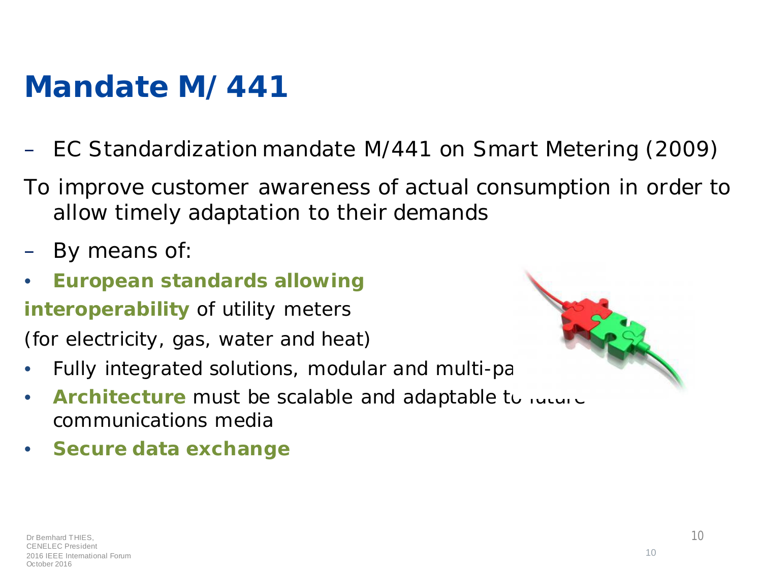# Mandate M/ 441

- EC Standardization mandate M/441 on Smart Metering (2009)

To improve customer awareness of actual consumption in order to allow timely adaptation to their demands

- By means of:

- **European standards allowing interoperability** of utility meters (for electricity, gas, water and heat)
- Fully integrated solutions, modular and multi-pa
- **Architecture** must be scalable and adaptable to future communications media
- **Secure data exchange**

Dr Bernhard THIES, CENELEC President
2016 IEEE International Forum
October 2016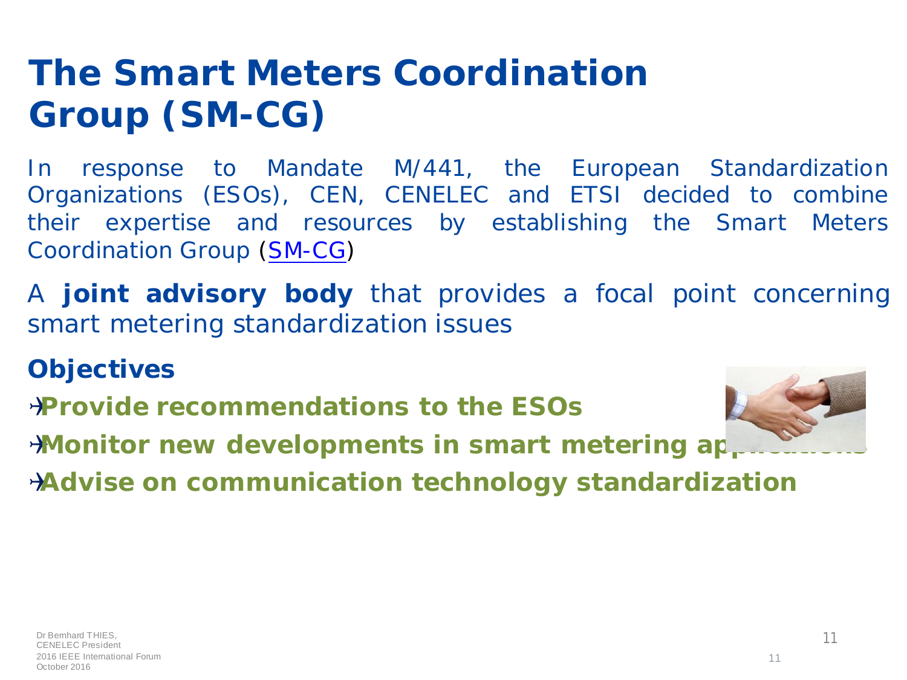# The Smart Meters Coordination Group (SM-CG)

In response to Mandate M/441, the European Standardization Organizations (ESOs), CEN, CENELEC and ETSI decided to combine their expertise and resources by establishing the Smart Meters Coordination Group (SM-CG)

A **joint advisory body** that provides a focal point concerning smart metering standardization issues

## Objectives

- **Provide recommendations to the ESOs**
- **Monitor new developments in smart metering applications**
- **Advise on communication technology standardization**

Dr Bernhard THIES, CENELEC President
2016 IEEE International Forum
October 2016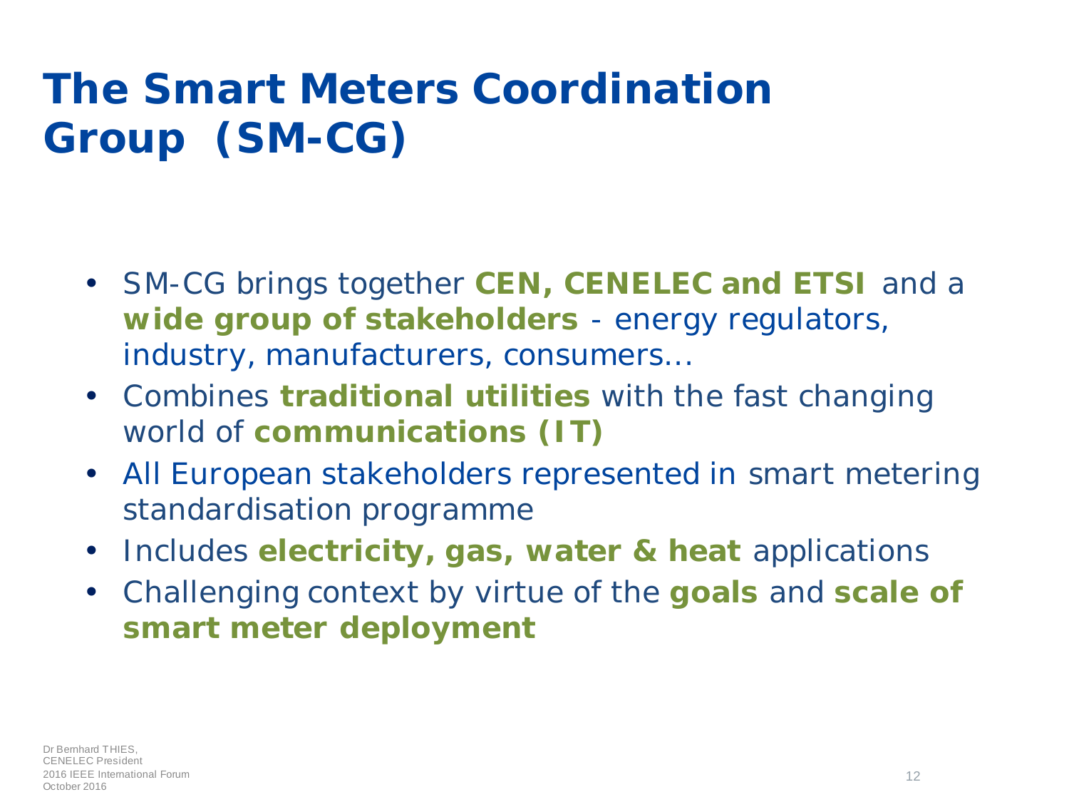# The Smart Meters Coordination Group (SM-CG)

- SM-CG brings together **CEN, CENELEC and ETSI** and a **wide group of stakeholders** - energy regulators, industry, manufacturers, consumers…
- Combines **traditional utilities** with the fast changing world of **communications (IT)**
- All European stakeholders represented in smart metering standardisation programme
- Includes **electricity, gas, water & heat** applications
- Challenging context by virtue of the **goals** and **scale of smart meter deployment**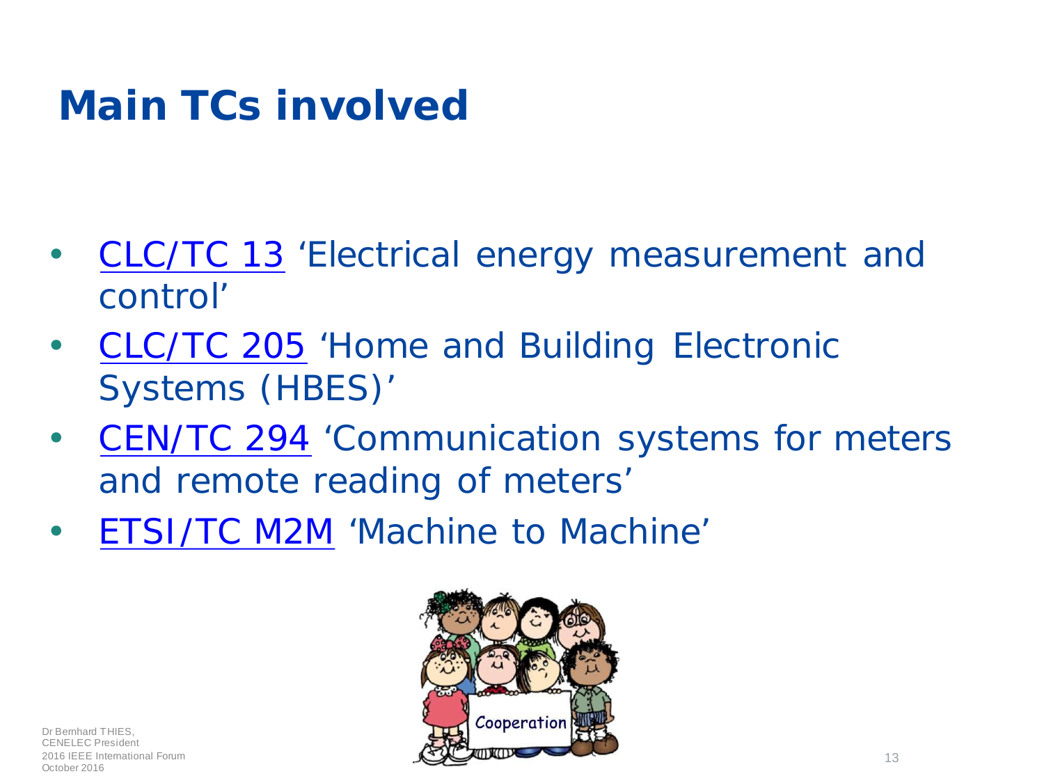# Main TCs involved

- CLC/TC 13 'Electrical energy measurement and control'
- CLC/TC 205 'Home and Building Electronic Systems (HBES)'
- CEN/TC 294 'Communication systems for meters and remote reading of meters'
- ETSI/TC M2M 'Machine to Machine'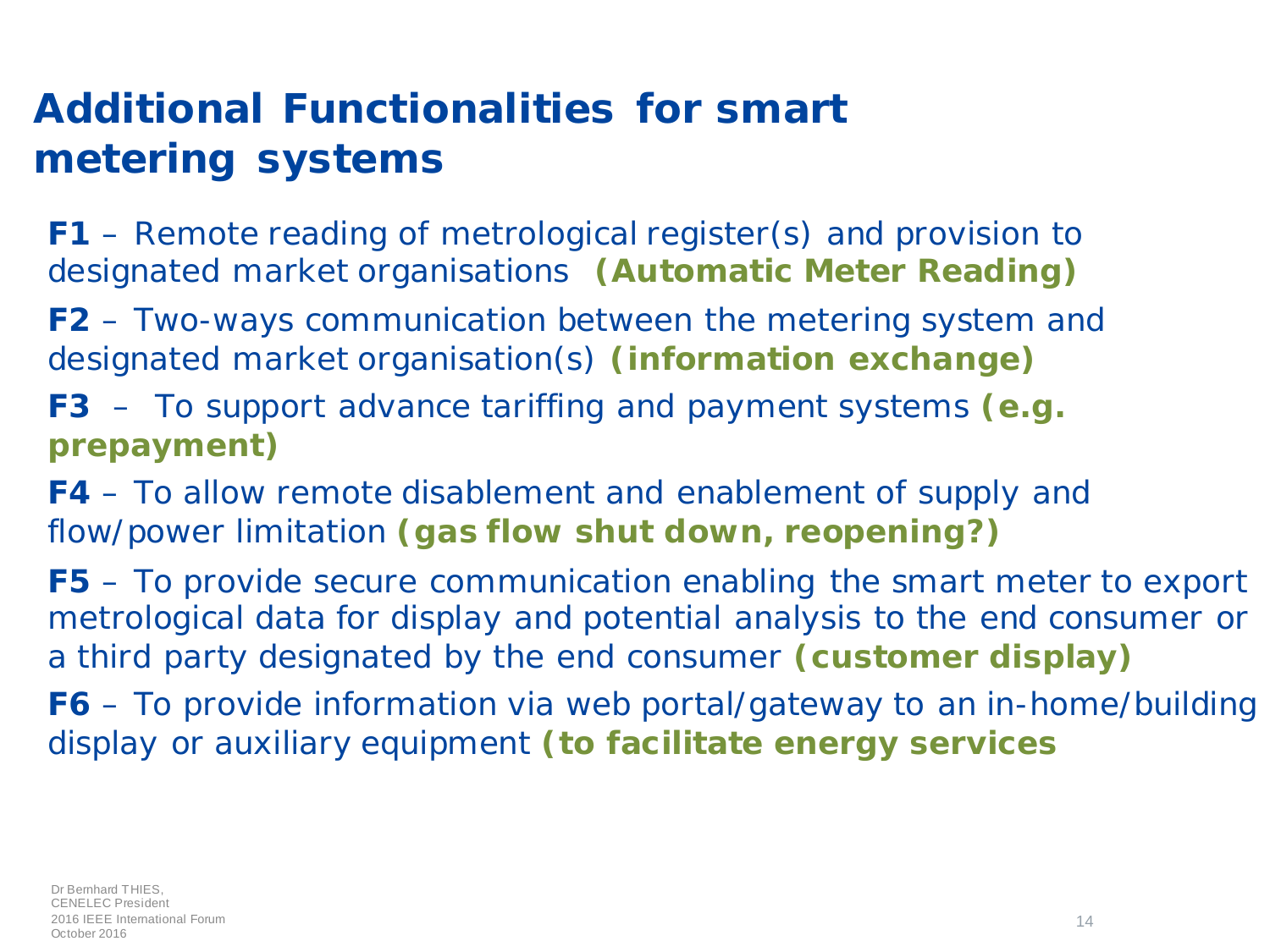# Additional Functionalities for smart metering systems

**F1** – Remote reading of metrological register(s) and provision to designated market organisations **(Automatic Meter Reading)**

**F2** – Two-ways communication between the metering system and designated market organisation(s) **(information exchange)**

**F3** – To support advance tariffing and payment systems **(e.g. prepayment)**

**F4** – To allow remote disablement and enablement of supply and flow/power limitation **(gas flow shut down, reopening?)**

**F5** – To provide secure communication enabling the smart meter to export metrological data for display and potential analysis to the end consumer or a third party designated by the end consumer **(customer display)**

**F6** – To provide information via web portal/gateway to an in-home/building display or auxiliary equipment **(to facilitate energy services**

Dr Bernhard THIES, CENELEC President
2016 IEEE International Forum
October 2016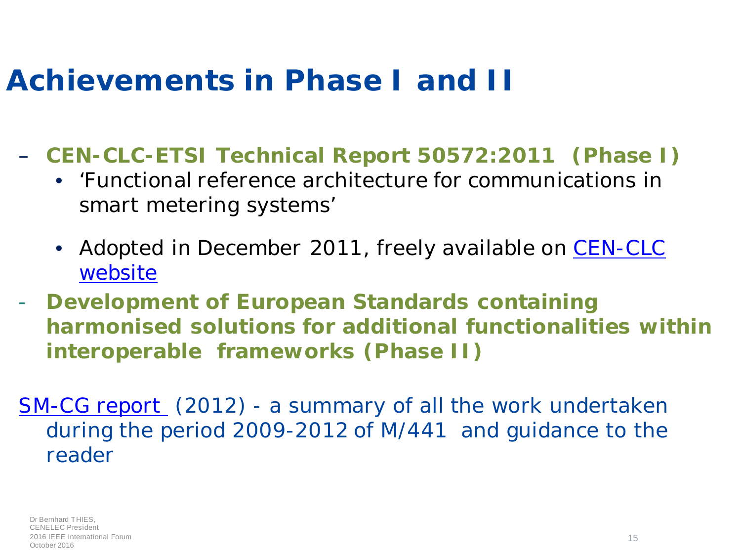# Achievements in Phase I and II

- **CEN-CLC-ETSI Technical Report 50572:2011 (Phase I)**
  - 'Functional reference architecture for communications in smart metering systems'
  - Adopted in December 2011, freely available on CEN-CLC website
- **Development of European Standards containing harmonised solutions for additional functionalities within interoperable frameworks (Phase II)**

SM-CG report (2012) - a summary of all the work undertaken during the period 2009-2012 of M/441 and guidance to the reader

Dr Bernhard THIES, CENELEC President
2016 IEEE International Forum
October 2016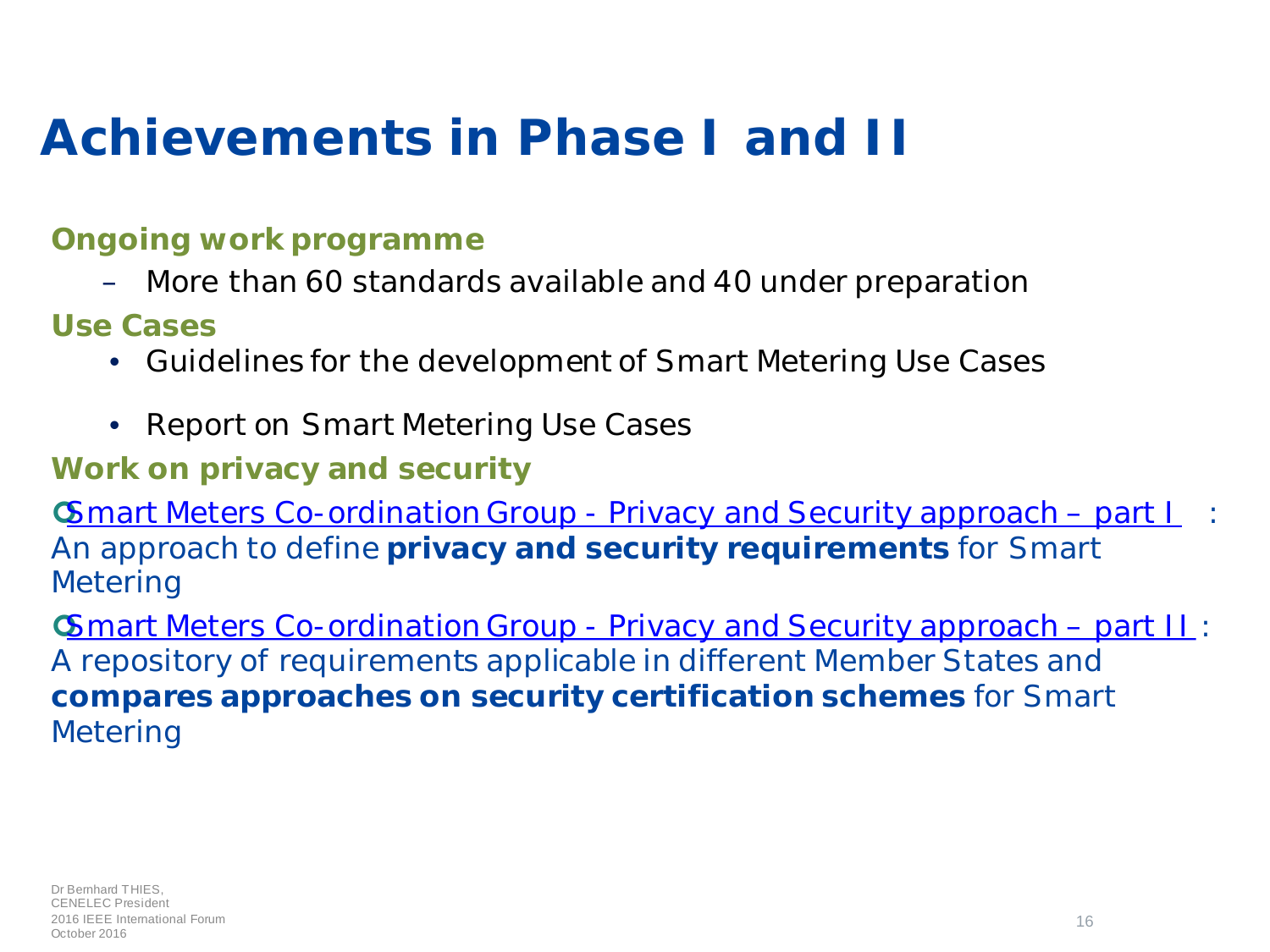# Achievements in Phase I and II

**Ongoing work programme**

- More than 60 standards available and 40 under preparation

**Use Cases**

- Guidelines for the development of Smart Metering Use Cases
- Report on Smart Metering Use Cases

**Work on privacy and security**

- Smart Meters Co-ordination Group - Privacy and Security approach – part I : An approach to define **privacy and security requirements** for Smart Metering
- Smart Meters Co-ordination Group - Privacy and Security approach – part II : A repository of requirements applicable in different Member States and **compares approaches on security certification schemes** for Smart Metering

Dr Bernhard THIES,
CENELEC President
2016 IEEE International Forum
October 2016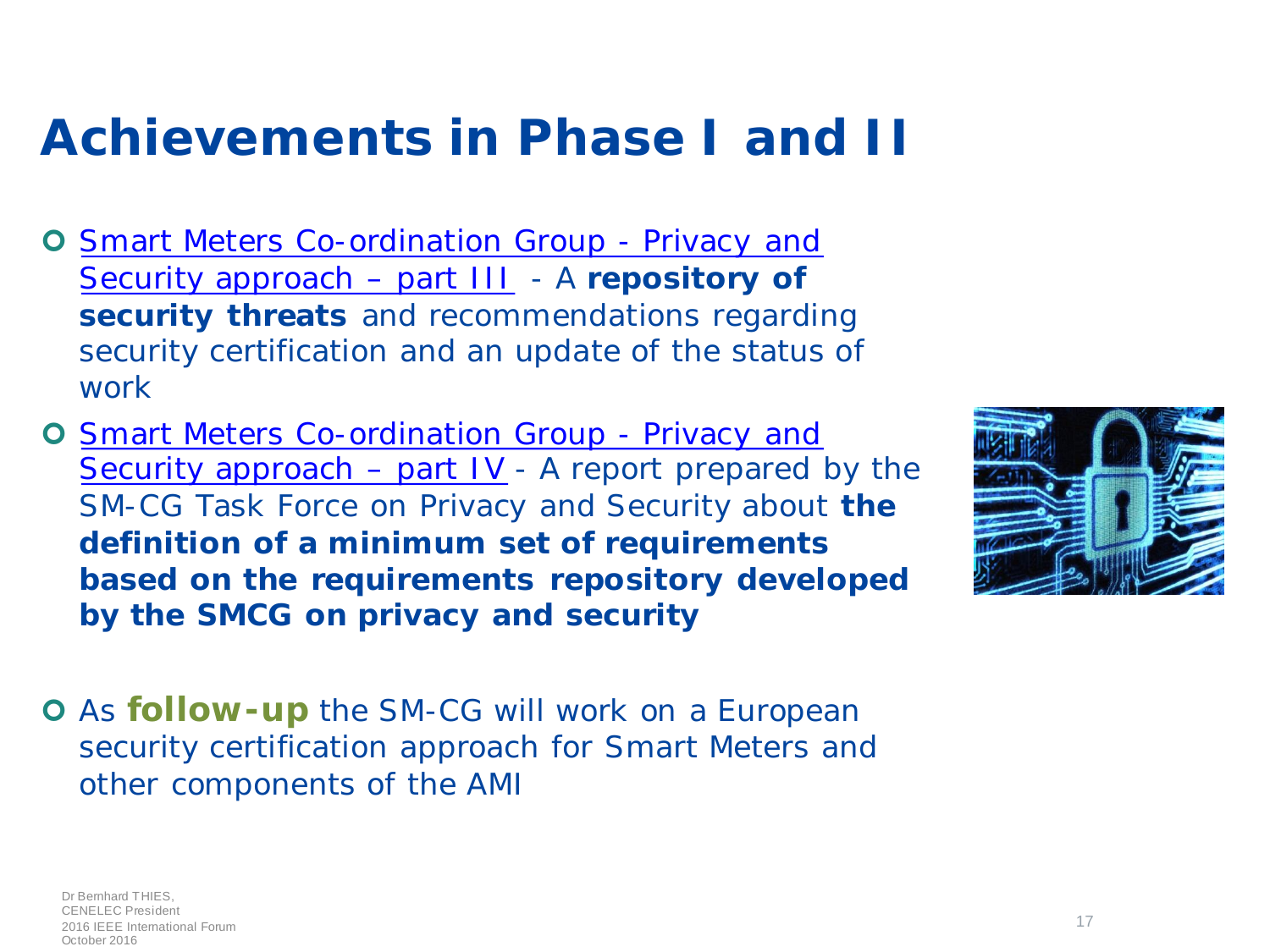# Achievements in Phase I and II

- Smart Meters Co-ordination Group - Privacy and Security approach – part III - A **repository of security threats** and recommendations regarding security certification and an update of the status of work
- Smart Meters Co-ordination Group - Privacy and Security approach – part IV - A report prepared by the SM-CG Task Force on Privacy and Security about **the definition of a minimum set of requirements based on the requirements repository developed by the SMCG on privacy and security**
- As **follow-up** the SM-CG will work on a European security certification approach for Smart Meters and other components of the AMI

Dr Bernhard THIES, CENELEC President
2016 IEEE International Forum
October 2016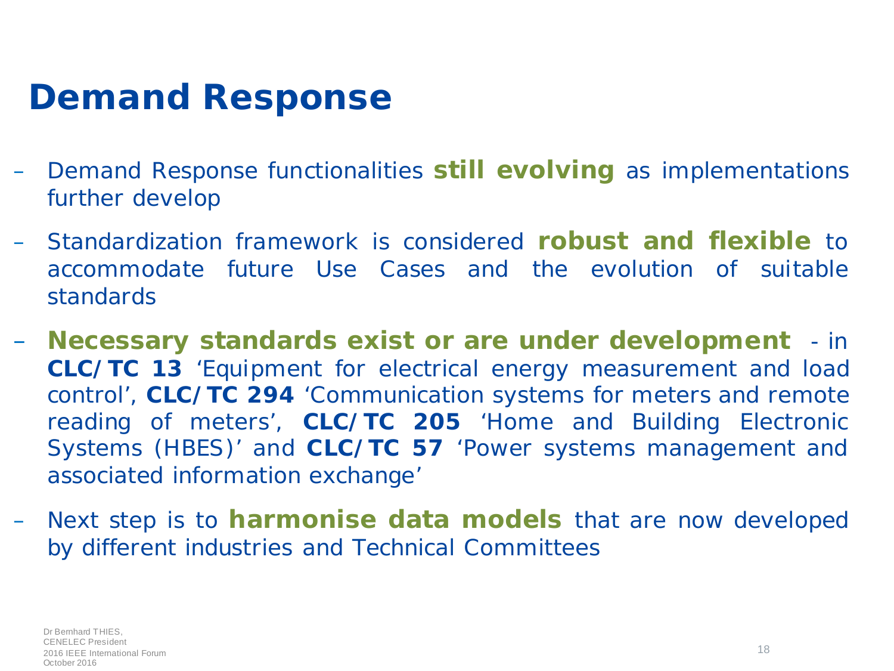# Demand Response

- Demand Response functionalities **still evolving** as implementations further develop
- Standardization framework is considered **robust and flexible** to accommodate future Use Cases and the evolution of suitable standards
- **Necessary standards exist or are under development** - in **CLC/TC 13** 'Equipment for electrical energy measurement and load control', **CLC/TC 294** 'Communication systems for meters and remote reading of meters', **CLC/TC 205** 'Home and Building Electronic Systems (HBES)' and **CLC/TC 57** 'Power systems management and associated information exchange'
- Next step is to **harmonise data models** that are now developed by different industries and Technical Committees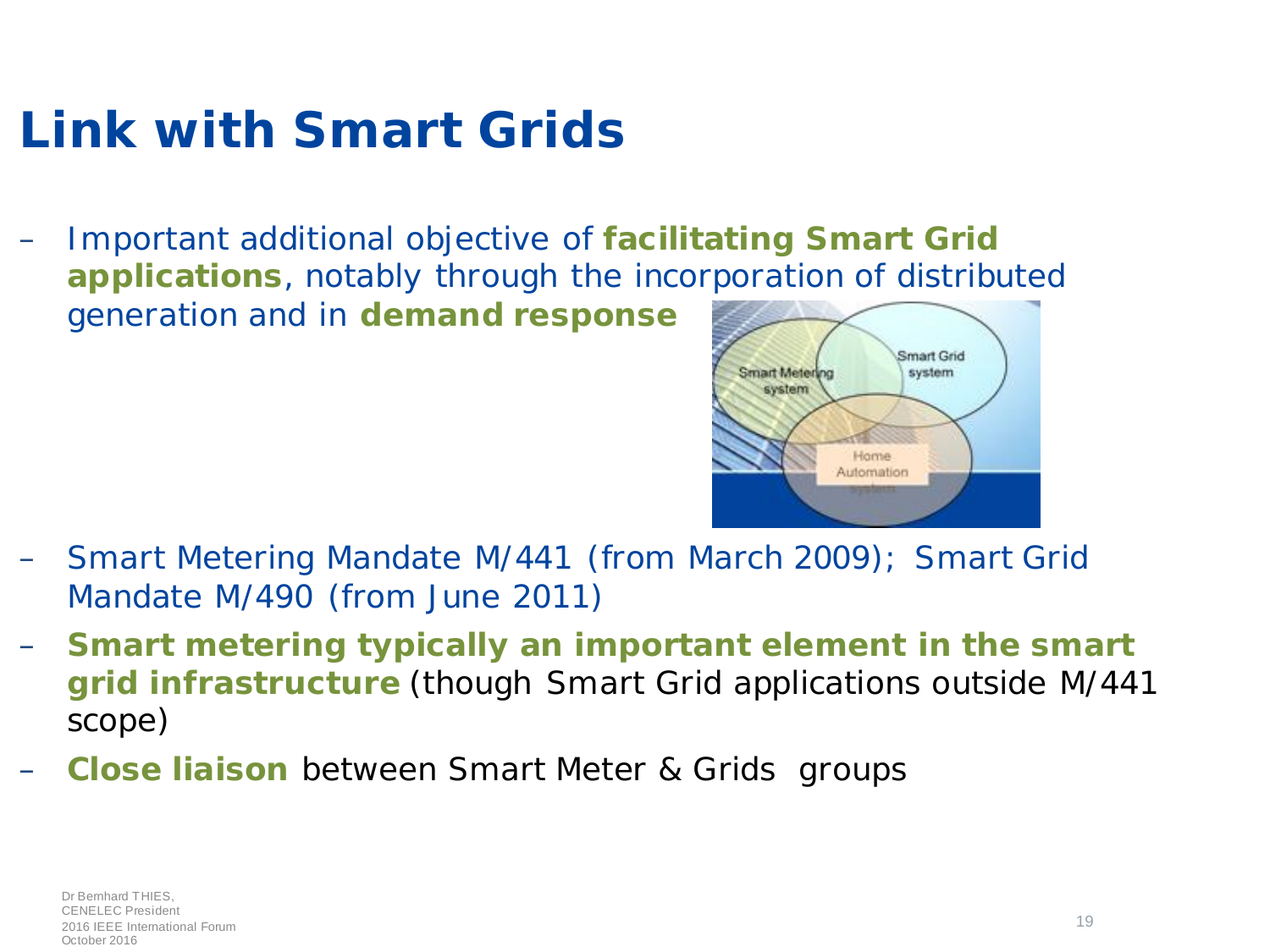# Link with Smart Grids

- Important additional objective of **facilitating Smart Grid applications**, notably through the incorporation of distributed generation and in **demand response**
- Smart Metering Mandate M/441 (from March 2009); Smart Grid Mandate M/490 (from June 2011)
- **Smart metering typically an important element in the smart grid infrastructure** (though Smart Grid applications outside M/441 scope)
- **Close liaison** between Smart Meter & Grids groups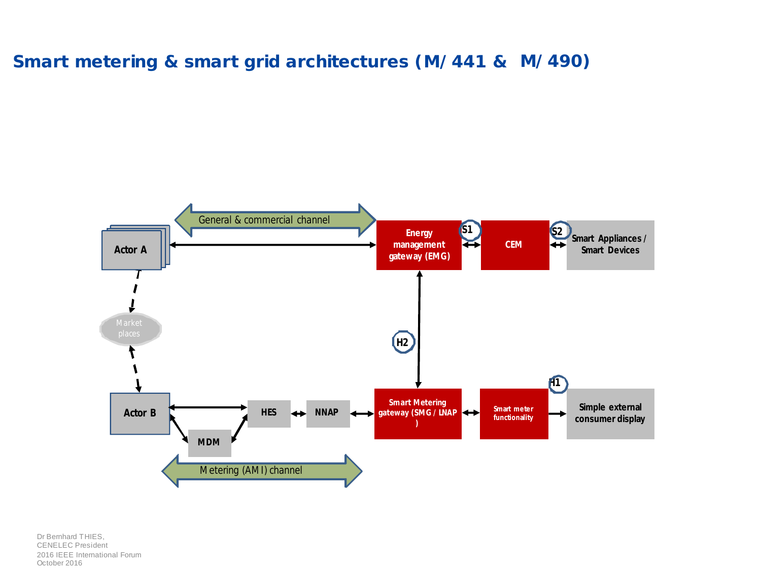## Smart metering & smart grid architectures (M/441 & M/490)

General & commercial channel

Actor A

Energy management gateway (EMG)

S1

CEM

S2

Smart Appliances / Smart Devices

Market places

H2

H1

Actor B

HES

NNAP

Smart Metering gateway (SMG / LNAP )

Smart meter functionality

Simple external consumer display

MDM

Metering (AMI) channel

Dr Bernhard THIES,
CENELEC President
2016 IEEE International Forum
October 2016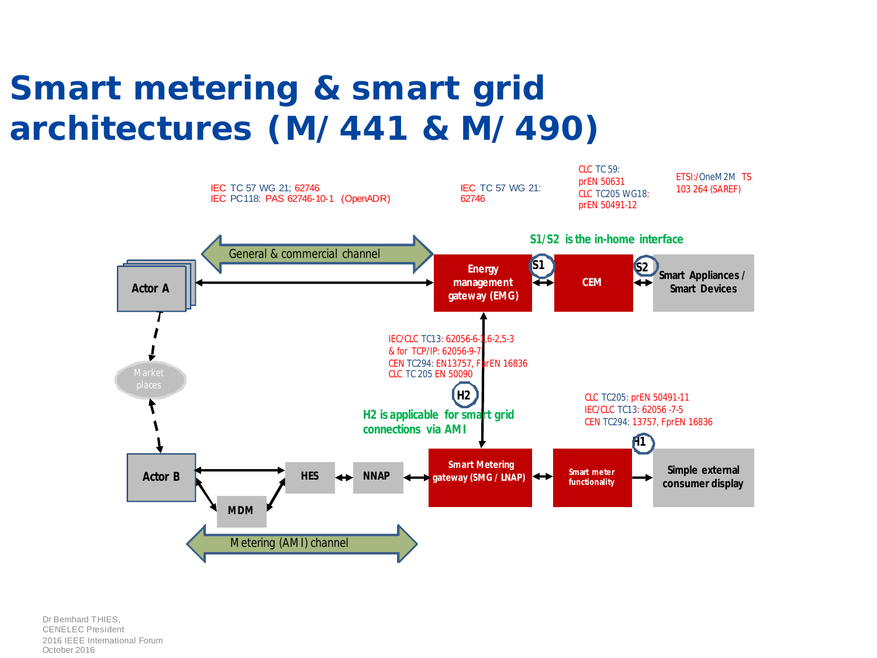# Smart metering & smart grid architectures (M/ 441 & M/ 490)

IEC TC 57 WG 21; 62746
IEC PC118: PAS 62746-10-1 (OpenADR)

IEC TC 57 WG 21: 62746

CLC TC 59: prEN 50631
CLC TC205 WG18: prEN 50491-12

ETSI:/OneM2M TS 103 264 (SAREF)

S1/S2 is the in-home interface

General & commercial channel

Actor A

Energy management gateway (EMG)

S1

CEM

S2

Smart Appliances / Smart Devices

IEC/CLC TC13: 62056-6-1,6-2,5-3
& for TCP/IP: 62056-9-7
CEN TC294: EN13757, FprEN 16836
CLC TC 205 EN 50090

Market places

H2

H2 is applicable for smart grid connections via AMI

CLC TC205: prEN 50491-11
IEC/CLC TC13: 62056 -7-5
CEN TC294: 13757, FprEN 16836

H1

Actor B

HES

NNAP

Smart Metering gateway (SMG / LNAP)

Smart meter functionality

Simple external consumer display

MDM

Metering (AMI) channel

Dr Bernhard THIES,
CENELEC President
2016 IEEE International Forum
October 2016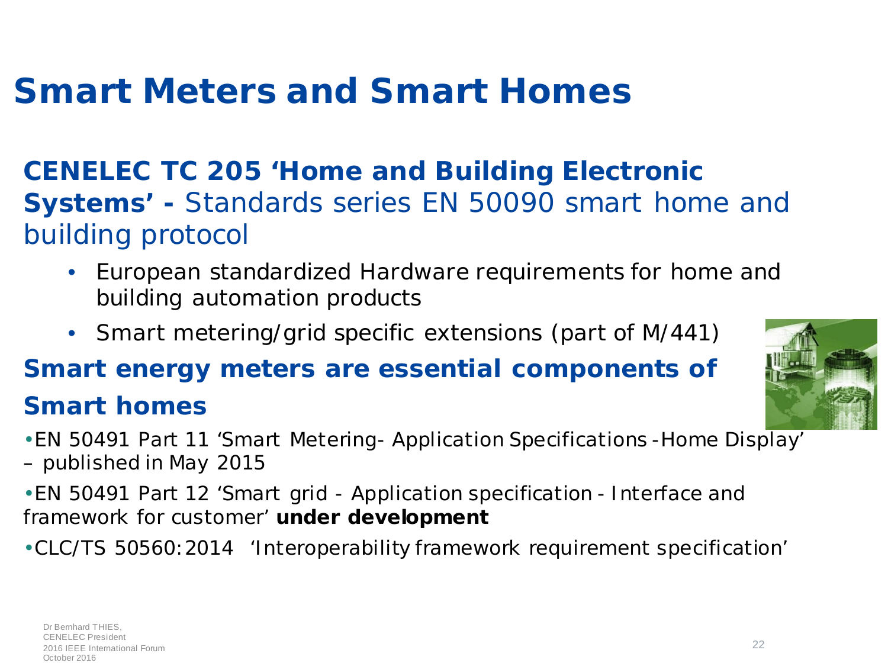# Smart Meters and Smart Homes

**CENELEC TC 205 'Home and Building Electronic Systems' -** Standards series EN 50090 smart home and building protocol

- European standardized Hardware requirements for home and building automation products
- Smart metering/grid specific extensions (part of M/441)

**Smart energy meters are essential components of Smart homes**

- EN 50491 Part 11 'Smart Metering- Application Specifications -Home Display' – published in May 2015
- EN 50491 Part 12 'Smart grid - Application specification - Interface and framework for customer' **under development**
- CLC/TS 50560:2014 'Interoperability framework requirement specification'

Dr Bernhard THIES, CENELEC President
2016 IEEE International Forum
October 2016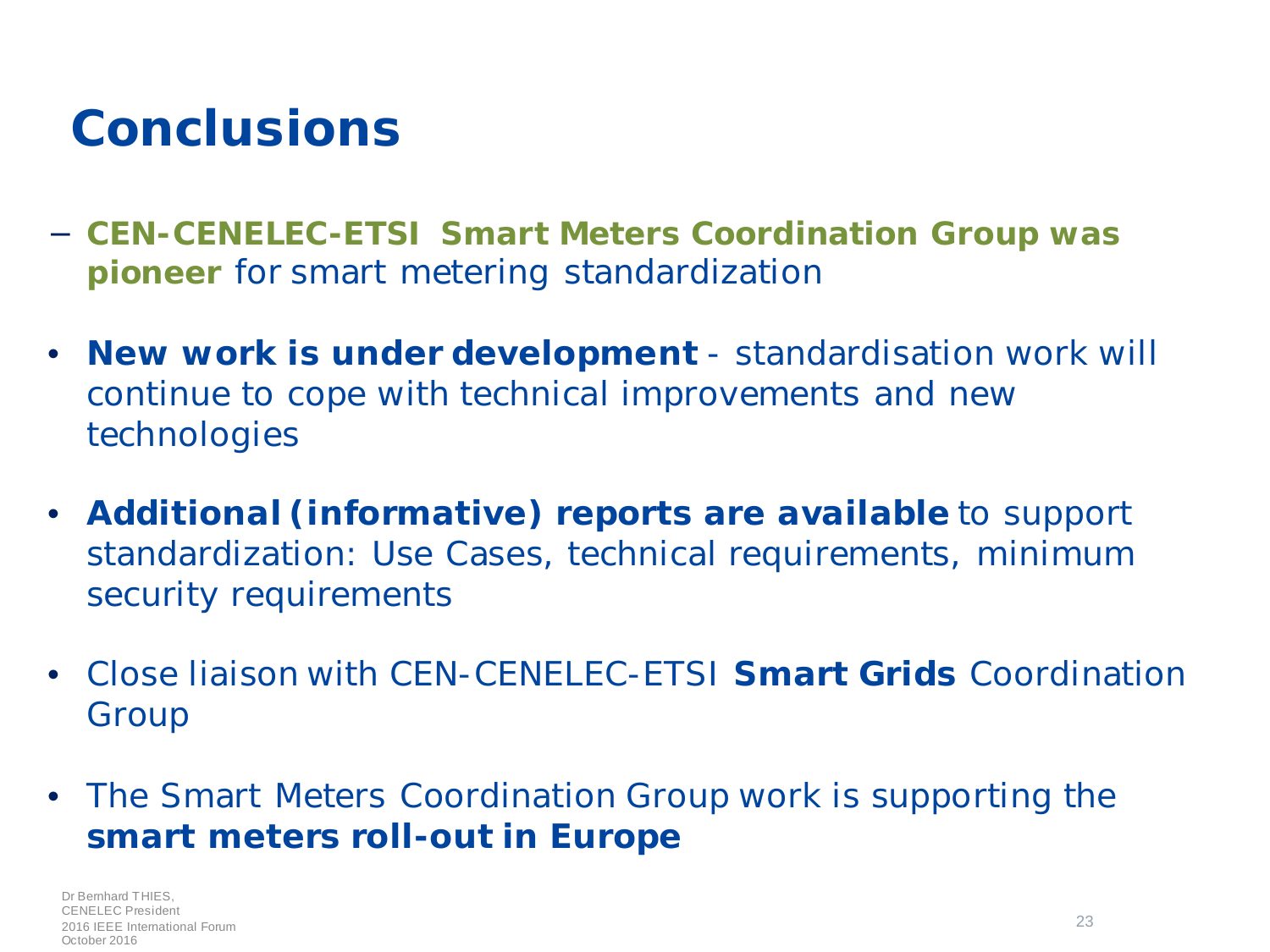# Conclusions

- **CEN-CENELEC-ETSI Smart Meters Coordination Group was pioneer** for smart metering standardization

- **New work is under development** - standardisation work will continue to cope with technical improvements and new technologies

- **Additional (informative) reports are available** to support standardization: Use Cases, technical requirements, minimum security requirements

- Close liaison with CEN-CENELEC-ETSI **Smart Grids** Coordination Group

- The Smart Meters Coordination Group work is supporting the **smart meters roll-out in Europe**

Dr Bernhard THIES,
CENELEC President
2016 IEEE International Forum
October 2016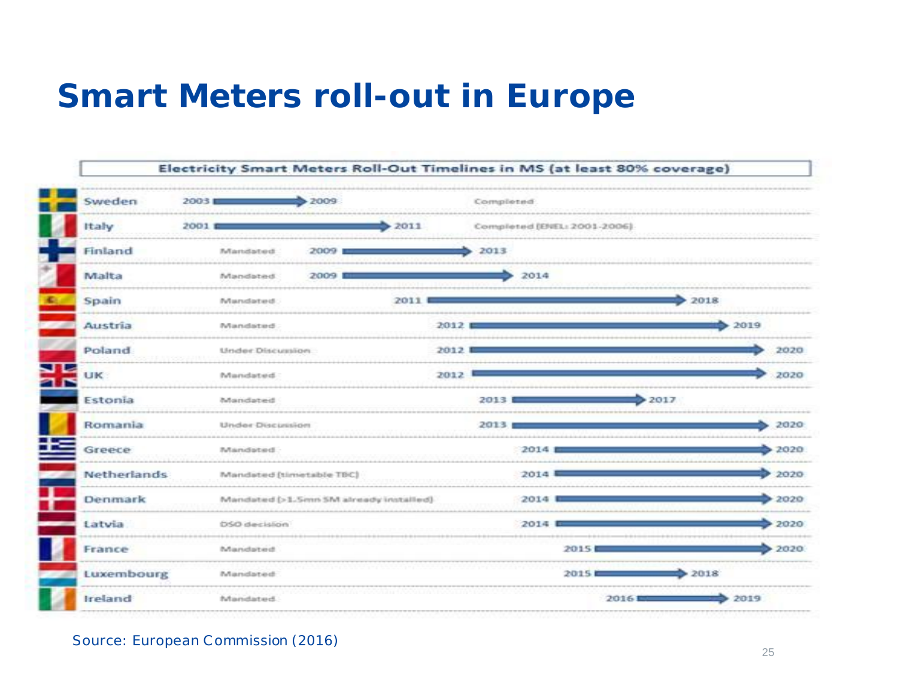# Smart Meters roll-out in Europe

Electricity Smart Meters Roll-Out Timelines in MS (at least 80% coverage)

Sweden 2003 2009 Completed

Italy 2001 2011 Completed (ENEL: 2001-2006)

Finland Mandated 2009 2013

Malta Mandated 2009 2014

Spain Mandated 2011 2018

Austria Mandated 2012 2019

Poland Under Discussion 2012 2020

UK Mandated 2012 2020

Estonia Mandated 2013 2017

Romania Under Discussion 2013 2020

Greece Mandated 2014 2020

Netherlands Mandated (timetable TBC) 2014 2020

Denmark Mandated (>1.5mn SM already installed) 2014 2020

Latvia DSO decision 2014 2020

France Mandated 2015 2020

Luxembourg Mandated 2015 2018

Ireland Mandated 2016 2019

Source: European Commission (2016)